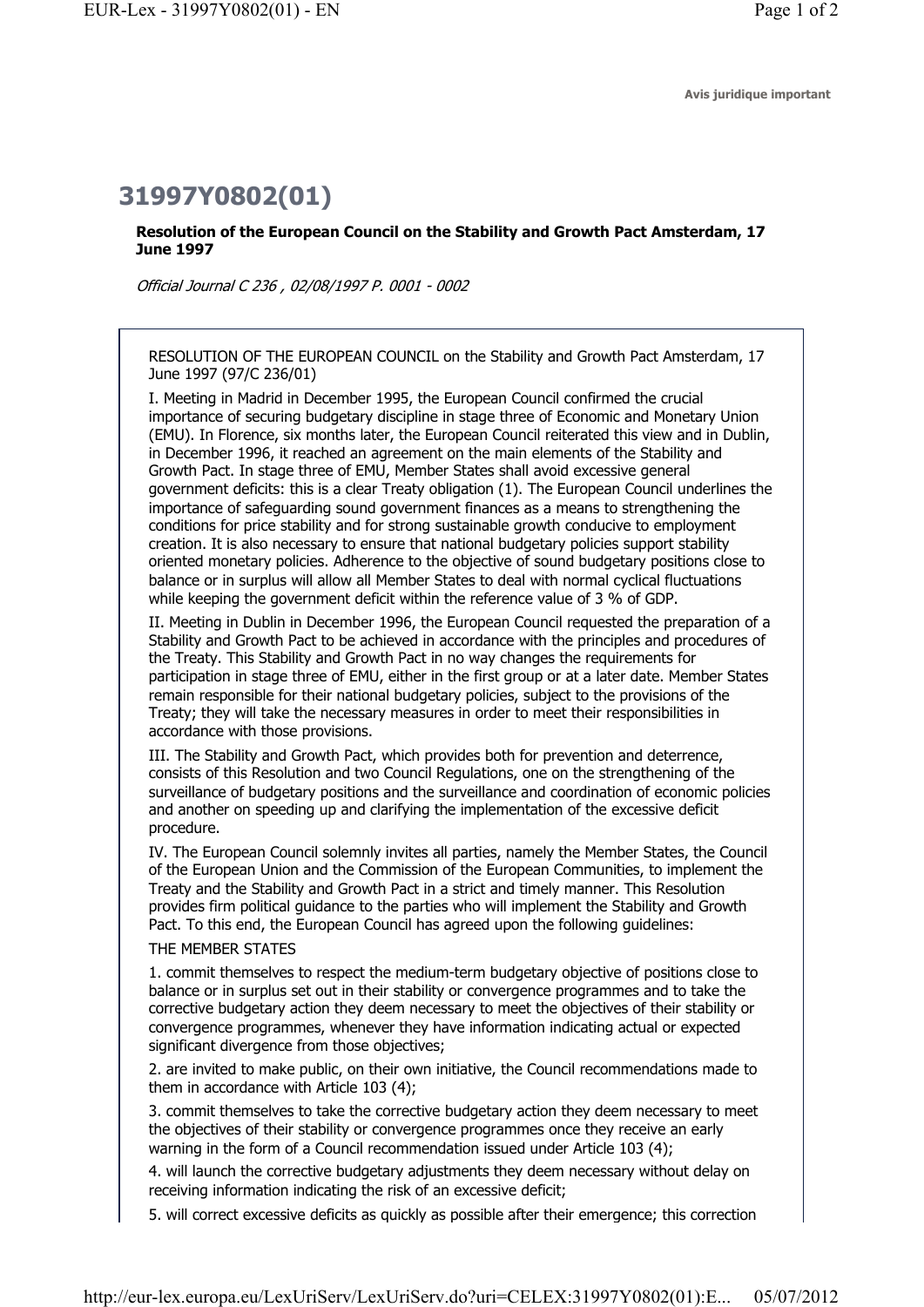Avis juridique important

# 31997Y0802(01)

**Resolution of the European Council on the Stability and Growth Pact Amsterdam, 17 June 1997**

*Official Journal C 236 , 02/08/1997 P. 0001 - 0002*

RESOLUTION OF THE EUROPEAN COUNCIL on the Stability and Growth Pact Amsterdam, 17 June 1997 (97/C 236/01)

I. Meeting in Madrid in December 1995, the European Council confirmed the crucial importance of securing budgetary discipline in stage three of Economic and Monetary Union (EMU). In Florence, six months later, the European Council reiterated this view and in Dublin, in December 1996, it reached an agreement on the main elements of the Stability and Growth Pact. In stage three of EMU, Member States shall avoid excessive general government deficits: this is a clear Treaty obligation (1). The European Council underlines the importance of safeguarding sound government finances as a means to strengthening the conditions for price stability and for strong sustainable growth conducive to employment creation. It is also necessary to ensure that national budgetary policies support stability oriented monetary policies. Adherence to the objective of sound budgetary positions close to balance or in surplus will allow all Member States to deal with normal cyclical fluctuations while keeping the government deficit within the reference value of 3 % of GDP.

II. Meeting in Dublin in December 1996, the European Council requested the preparation of a Stability and Growth Pact to be achieved in accordance with the principles and procedures of the Treaty. This Stability and Growth Pact in no way changes the requirements for participation in stage three of EMU, either in the first group or at a later date. Member States remain responsible for their national budgetary policies, subject to the provisions of the Treaty; they will take the necessary measures in order to meet their responsibilities in accordance with those provisions.

III. The Stability and Growth Pact, which provides both for prevention and deterrence, consists of this Resolution and two Council Regulations, one on the strengthening of the surveillance of budgetary positions and the surveillance and coordination of economic policies and another on speeding up and clarifying the implementation of the excessive deficit procedure.

IV. The European Council solemnly invites all parties, namely the Member States, the Council of the European Union and the Commission of the European Communities, to implement the Treaty and the Stability and Growth Pact in a strict and timely manner. This Resolution provides firm political guidance to the parties who will implement the Stability and Growth Pact. To this end, the European Council has agreed upon the following guidelines:

THE MEMBER STATES

1. commit themselves to respect the medium-term budgetary objective of positions close to balance or in surplus set out in their stability or convergence programmes and to take the corrective budgetary action they deem necessary to meet the objectives of their stability or convergence programmes, whenever they have information indicating actual or expected significant divergence from those objectives;

2. are invited to make public, on their own initiative, the Council recommendations made to them in accordance with Article 103 (4);

3. commit themselves to take the corrective budgetary action they deem necessary to meet the objectives of their stability or convergence programmes once they receive an early warning in the form of a Council recommendation issued under Article 103 (4);

4. will launch the corrective budgetary adjustments they deem necessary without delay on receiving information indicating the risk of an excessive deficit;

5. will correct excessive deficits as quickly as possible after their emergence; this correction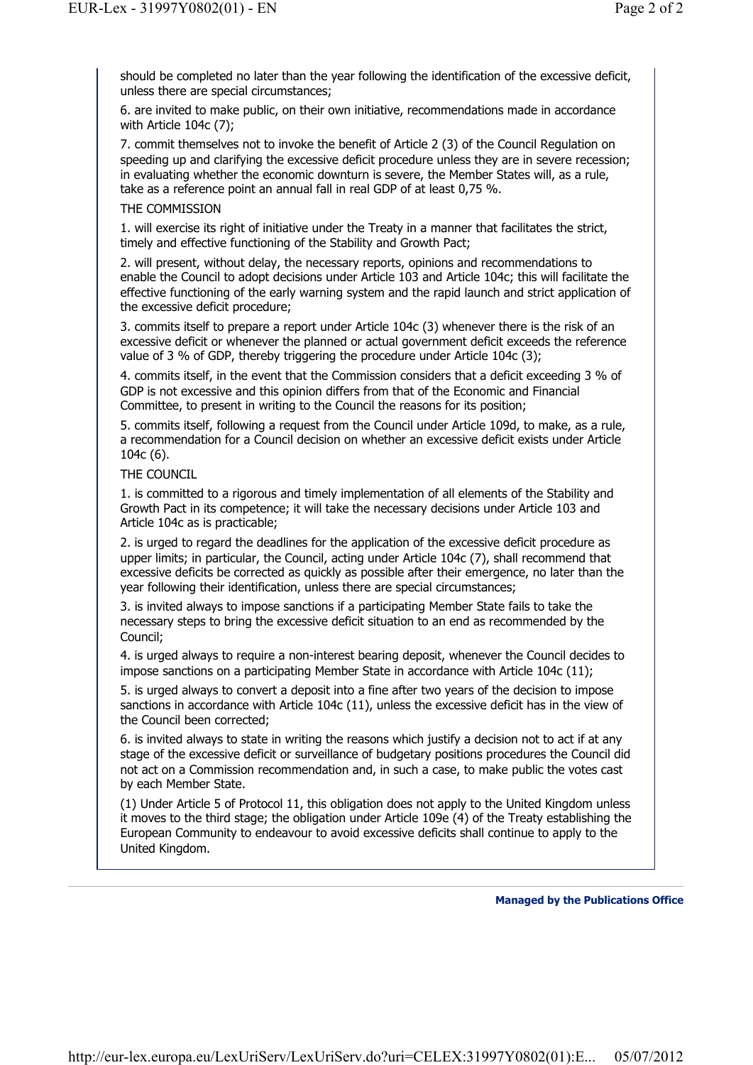should be completed no later than the year following the identification of the excessive deficit, unless there are special circumstances;

6. are invited to make public, on their own initiative, recommendations made in accordance with Article 104c (7);

7. commit themselves not to invoke the benefit of Article 2 (3) of the Council Regulation on speeding up and clarifying the excessive deficit procedure unless they are in severe recession; in evaluating whether the economic downturn is severe, the Member States will, as a rule, take as a reference point an annual fall in real GDP of at least 0,75 %.

THE COMMISSION

1. will exercise its right of initiative under the Treaty in a manner that facilitates the strict, timely and effective functioning of the Stability and Growth Pact;

2. will present, without delay, the necessary reports, opinions and recommendations to enable the Council to adopt decisions under Article 103 and Article 104c; this will facilitate the effective functioning of the early warning system and the rapid launch and strict application of the excessive deficit procedure;

3. commits itself to prepare a report under Article 104c (3) whenever there is the risk of an excessive deficit or whenever the planned or actual government deficit exceeds the reference value of 3 % of GDP, thereby triggering the procedure under Article 104c (3);

4. commits itself, in the event that the Commission considers that a deficit exceeding 3 % of GDP is not excessive and this opinion differs from that of the Economic and Financial Committee, to present in writing to the Council the reasons for its position;

5. commits itself, following a request from the Council under Article 109d, to make, as a rule, a recommendation for a Council decision on whether an excessive deficit exists under Article 104c (6).

THE COUNCIL

1. is committed to a rigorous and timely implementation of all elements of the Stability and Growth Pact in its competence; it will take the necessary decisions under Article 103 and Article 104c as is practicable;

2. is urged to regard the deadlines for the application of the excessive deficit procedure as upper limits; in particular, the Council, acting under Article 104c (7), shall recommend that excessive deficits be corrected as quickly as possible after their emergence, no later than the year following their identification, unless there are special circumstances;

3. is invited always to impose sanctions if a participating Member State fails to take the necessary steps to bring the excessive deficit situation to an end as recommended by the Council;

4. is urged always to require a non-interest bearing deposit, whenever the Council decides to impose sanctions on a participating Member State in accordance with Article 104c (11);

5. is urged always to convert a deposit into a fine after two years of the decision to impose sanctions in accordance with Article 104c (11), unless the excessive deficit has in the view of the Council been corrected;

6. is invited always to state in writing the reasons which justify a decision not to act if at any stage of the excessive deficit or surveillance of budgetary positions procedures the Council did not act on a Commission recommendation and, in such a case, to make public the votes cast by each Member State.

(1) Under Article 5 of Protocol 11, this obligation does not apply to the United Kingdom unless it moves to the third stage; the obligation under Article 109e (4) of the Treaty establishing the European Community to endeavour to avoid excessive deficits shall continue to apply to the United Kingdom.